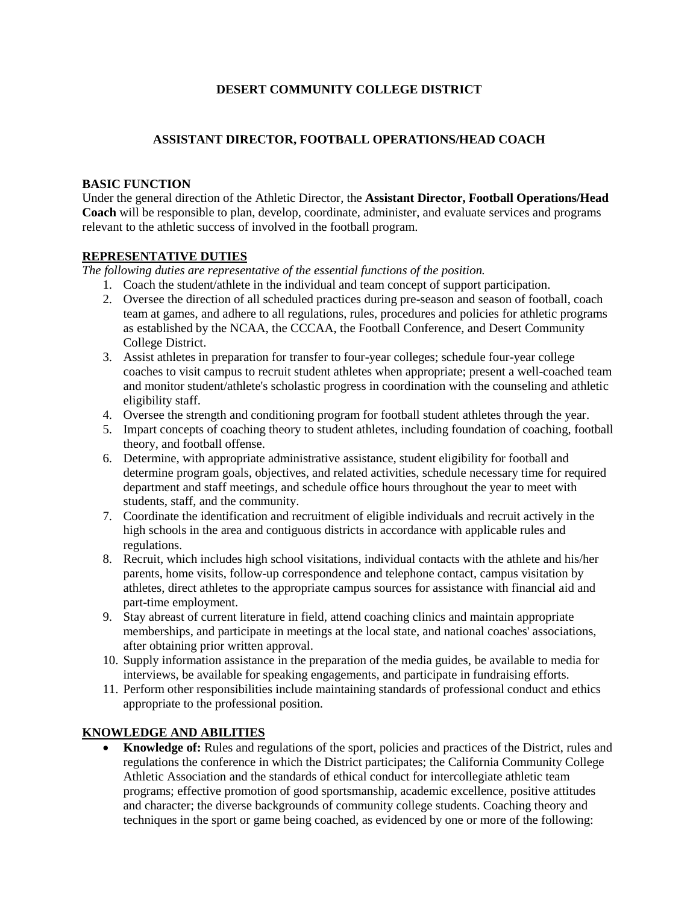# DESERT COMMUNITY COLLEGE DISTRICT

## ASSISTANT DIRECTOR, FOOTBALL OPERATIONS/HEAD COACH

**BASIC FUNCTION**

Under the general direction of the Athletic Director, the **Assistant Director, Football Operations/Head Coach** will be responsible to plan, develop, coordinate, administer, and evaluate services and programs relevant to the athletic success of involved in the football program.

**REPRESENTATIVE DUTIES**

*The following duties are representative of the essential functions of the position.*

1. Coach the student/athlete in the individual and team concept of support participation.
2. Oversee the direction of all scheduled practices during pre-season and season of football, coach team at games, and adhere to all regulations, rules, procedures and policies for athletic programs as established by the NCAA, the CCCAA, the Football Conference, and Desert Community College District.
3. Assist athletes in preparation for transfer to four-year colleges; schedule four-year college coaches to visit campus to recruit student athletes when appropriate; present a well-coached team and monitor student/athlete's scholastic progress in coordination with the counseling and athletic eligibility staff.
4. Oversee the strength and conditioning program for football student athletes through the year.
5. Impart concepts of coaching theory to student athletes, including foundation of coaching, football theory, and football offense.
6. Determine, with appropriate administrative assistance, student eligibility for football and determine program goals, objectives, and related activities, schedule necessary time for required department and staff meetings, and schedule office hours throughout the year to meet with students, staff, and the community.
7. Coordinate the identification and recruitment of eligible individuals and recruit actively in the high schools in the area and contiguous districts in accordance with applicable rules and regulations.
8. Recruit, which includes high school visitations, individual contacts with the athlete and his/her parents, home visits, follow-up correspondence and telephone contact, campus visitation by athletes, direct athletes to the appropriate campus sources for assistance with financial aid and part-time employment.
9. Stay abreast of current literature in field, attend coaching clinics and maintain appropriate memberships, and participate in meetings at the local state, and national coaches' associations, after obtaining prior written approval.
10. Supply information assistance in the preparation of the media guides, be available to media for interviews, be available for speaking engagements, and participate in fundraising efforts.
11. Perform other responsibilities include maintaining standards of professional conduct and ethics appropriate to the professional position.

**KNOWLEDGE AND ABILITIES**

- **Knowledge of:** Rules and regulations of the sport, policies and practices of the District, rules and regulations the conference in which the District participates; the California Community College Athletic Association and the standards of ethical conduct for intercollegiate athletic team programs; effective promotion of good sportsmanship, academic excellence, positive attitudes and character; the diverse backgrounds of community college students. Coaching theory and techniques in the sport or game being coached, as evidenced by one or more of the following: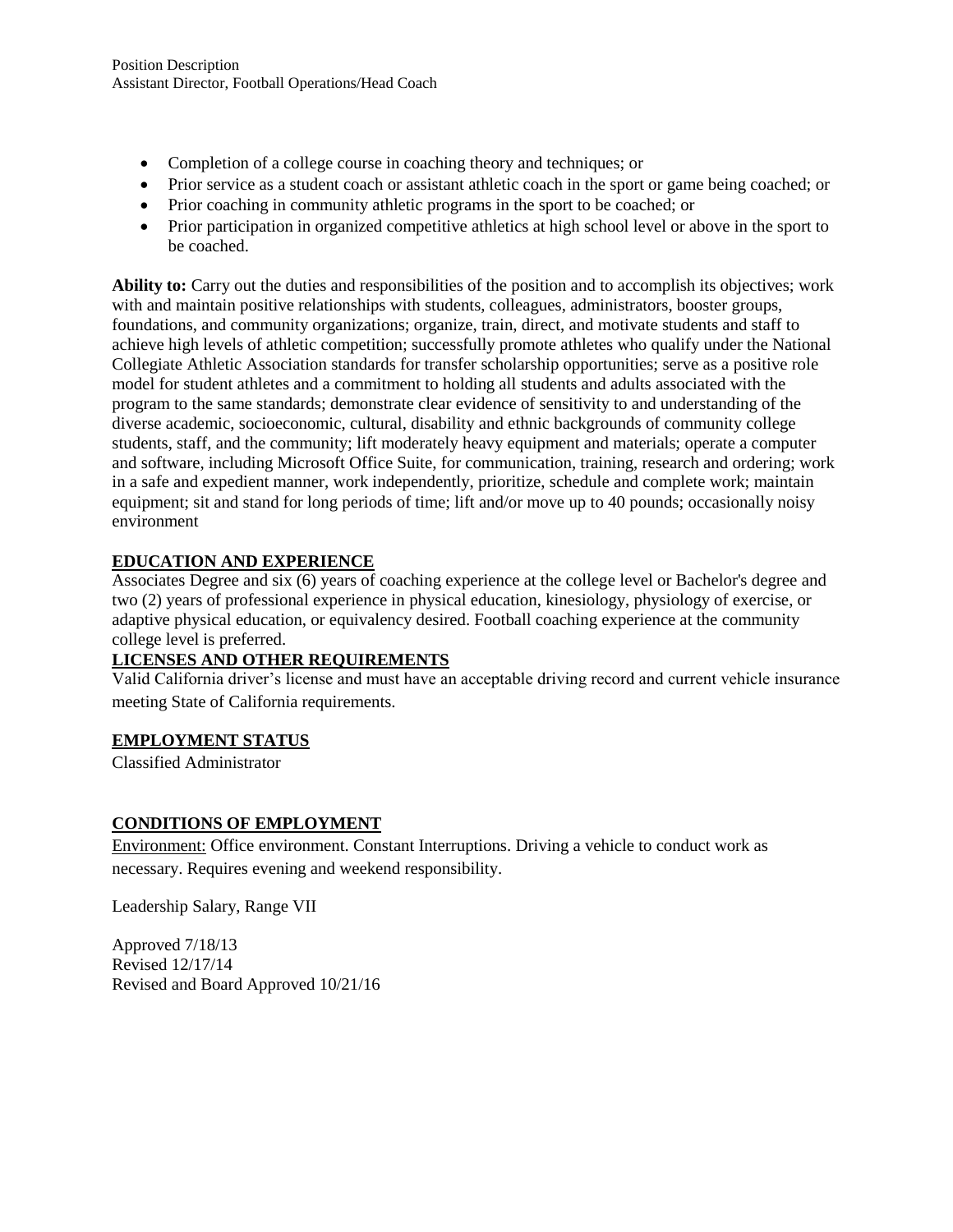- Completion of a college course in coaching theory and techniques; or
- Prior service as a student coach or assistant athletic coach in the sport or game being coached; or
- Prior coaching in community athletic programs in the sport to be coached; or
- Prior participation in organized competitive athletics at high school level or above in the sport to be coached.

**Ability to:** Carry out the duties and responsibilities of the position and to accomplish its objectives; work with and maintain positive relationships with students, colleagues, administrators, booster groups, foundations, and community organizations; organize, train, direct, and motivate students and staff to achieve high levels of athletic competition; successfully promote athletes who qualify under the National Collegiate Athletic Association standards for transfer scholarship opportunities; serve as a positive role model for student athletes and a commitment to holding all students and adults associated with the program to the same standards; demonstrate clear evidence of sensitivity to and understanding of the diverse academic, socioeconomic, cultural, disability and ethnic backgrounds of community college students, staff, and the community; lift moderately heavy equipment and materials; operate a computer and software, including Microsoft Office Suite, for communication, training, research and ordering; work in a safe and expedient manner, work independently, prioritize, schedule and complete work; maintain equipment; sit and stand for long periods of time; lift and/or move up to 40 pounds; occasionally noisy environment

## EDUCATION AND EXPERIENCE

Associates Degree and six (6) years of coaching experience at the college level or Bachelor's degree and two (2) years of professional experience in physical education, kinesiology, physiology of exercise, or adaptive physical education, or equivalency desired. Football coaching experience at the community college level is preferred.

## LICENSES AND OTHER REQUIREMENTS

Valid California driver's license and must have an acceptable driving record and current vehicle insurance meeting State of California requirements.

## EMPLOYMENT STATUS

Classified Administrator

## CONDITIONS OF EMPLOYMENT

Environment: Office environment. Constant Interruptions. Driving a vehicle to conduct work as necessary. Requires evening and weekend responsibility.

Leadership Salary, Range VII

Approved 7/18/13
Revised 12/17/14
Revised and Board Approved 10/21/16